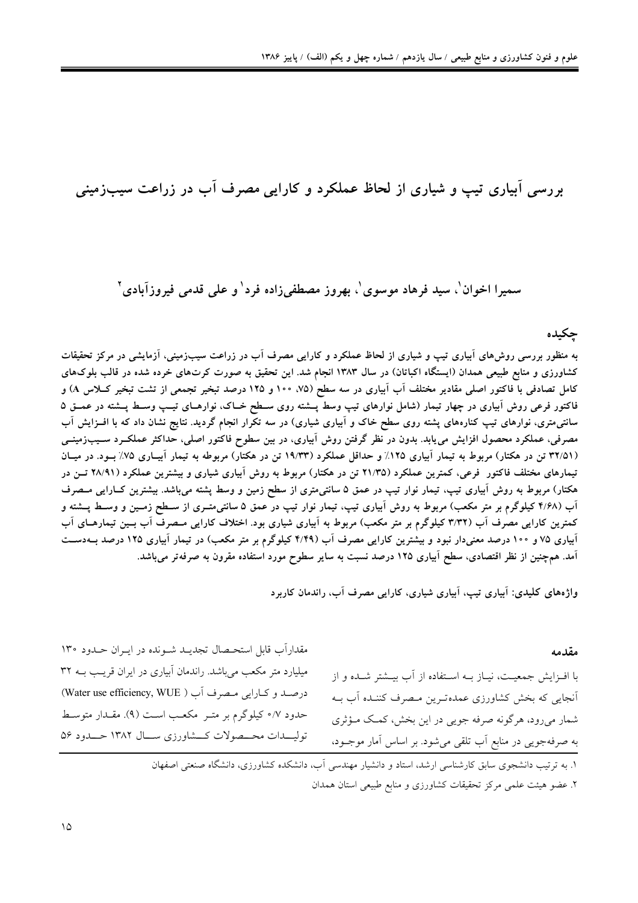# بررسی آبیاری تیپ و شیاری از لحاظ عملکرد و کارایی مصرف آب در زراعت سیب‌زمینی

سمیرا اخوان[1]، سید فرهاد موسوی[1]، بهروز مصطفی‌زاده فرد[1] و علی قدمی فیروزآبادی[2]

## چکیده

به منظور بررسی روش‌های آبیاری تیپ و شیاری از لحاظ عملکرد و کارایی مصرف آب در زراعت سیب‌زمینی، آزمایشی در مرکز تحقیقات کشاورزی و منابع طبیعی همدان (ایستگاه اکباتان) در سال ۱۳۸۳ انجام شد. این تحقیق به صورت کرت‌های خرده شده در قالب بلوک‌های کامل تصادفی با فاکتور اصلی مقادیر مختلف آب آبیاری در سه سطح (۷۵، ۱۰۰ و ۱۲۵ درصد تبخیر تجمعی از تشت تبخیر کلاس A) و فاکتور فرعی روش آبیاری در چهار تیمار (شامل نوارهای تیپ وسط پشته روی سطح خاک، نوارهای تیپ وسط پشته در عمق ۵ سانتی‌متری، نوارهای تیپ کناره‌های پشته روی سطح خاک و آبیاری شیاری) در سه تکرار انجام گردید. نتایج نشان داد که با افزایش آب مصرفی، عملکرد محصول افزایش می‌یابد. بدون در نظر گرفتن روش آبیاری، در بین سطوح فاکتور اصلی، حداکثر عملکرد سیب‌زمینی (۳۲/۵۱ تن در هکتار) مربوط به تیمار آبیاری ۱۲۵٪ و حداقل عملکرد (۱۹/۳۳ تن در هکتار) مربوطه به تیمار آبیاری ۷۵٪ بود. در میان تیمارهای مختلف فاکتور فرعی، کمترین عملکرد (۲۱/۳۵ تن در هکتار) مربوط به روش آبیاری شیاری و بیشترین عملکرد (۲۸/۹۱ تن در هکتار) مربوط به روش آبیاری تیپ، تیمار نوار تیپ در عمق ۵ سانتی‌متری از سطح زمین و وسط پشته می‌باشد. بیشترین کارایی مصرف آب (۴/۶۸ کیلوگرم بر متر مکعب) مربوط به روش آبیاری تیپ، تیمار نوار تیپ در عمق ۵ سانتی‌متری از سطح زمین و وسط پشته و کمترین کارایی مصرف آب (۳/۳۲ کیلوگرم بر متر مکعب) مربوط به آبیاری شیاری بود. اختلاف کارایی مصرف آب بین تیمارهای آب آبیاری ۷۵ و ۱۰۰ درصد معنی‌دار نبود و بیشترین کارایی مصرف آب (۴/۴۹ کیلوگرم بر متر مکعب) در تیمار آبیاری ۱۲۵ درصد به‌دست آمد. همچنین از نظر اقتصادی، سطح آبیاری ۱۲۵ درصد نسبت به سایر سطوح مورد استفاده مقرون به صرفه‌تر می‌باشد.

**واژه‌های کلیدی:** آبیاری تیپ، آبیاری شیاری، کارایی مصرف آب، راندمان کاربرد

## مقدمه

با افزایش جمعیت، نیاز به استفاده از آب بیشتر شده و از آنجایی که بخش کشاورزی عمده‌ترین مصرف کننده آب به شمار می‌رود، هرگونه صرفه جویی در این بخش، کمک مؤثری به صرفه‌جویی در منابع آب تلقی می‌شود. بر اساس آمار موجود، مقدارآب قابل استحصال تجدید شونده در ایران حدود ۱۳۰ میلیارد متر مکعب می‌باشد. راندمان آبیاری در ایران قریب به ۳۲ درصد و کارایی مصرف آب (Water use efficiency, WUE) حدود ۰/۷ کیلوگرم بر متر مکعب است (۹). مقدار متوسط تولیدات محصولات کشاورزی سال ۱۳۸۲ حدود ۵۶

---

۱. به ترتیب دانشجوی سابق کارشناسی ارشد، استاد و دانشیار مهندسی آب، دانشکده کشاورزی، دانشگاه صنعتی اصفهان

۲. عضو هیئت علمی مرکز تحقیقات کشاورزی و منابع طبیعی استان همدان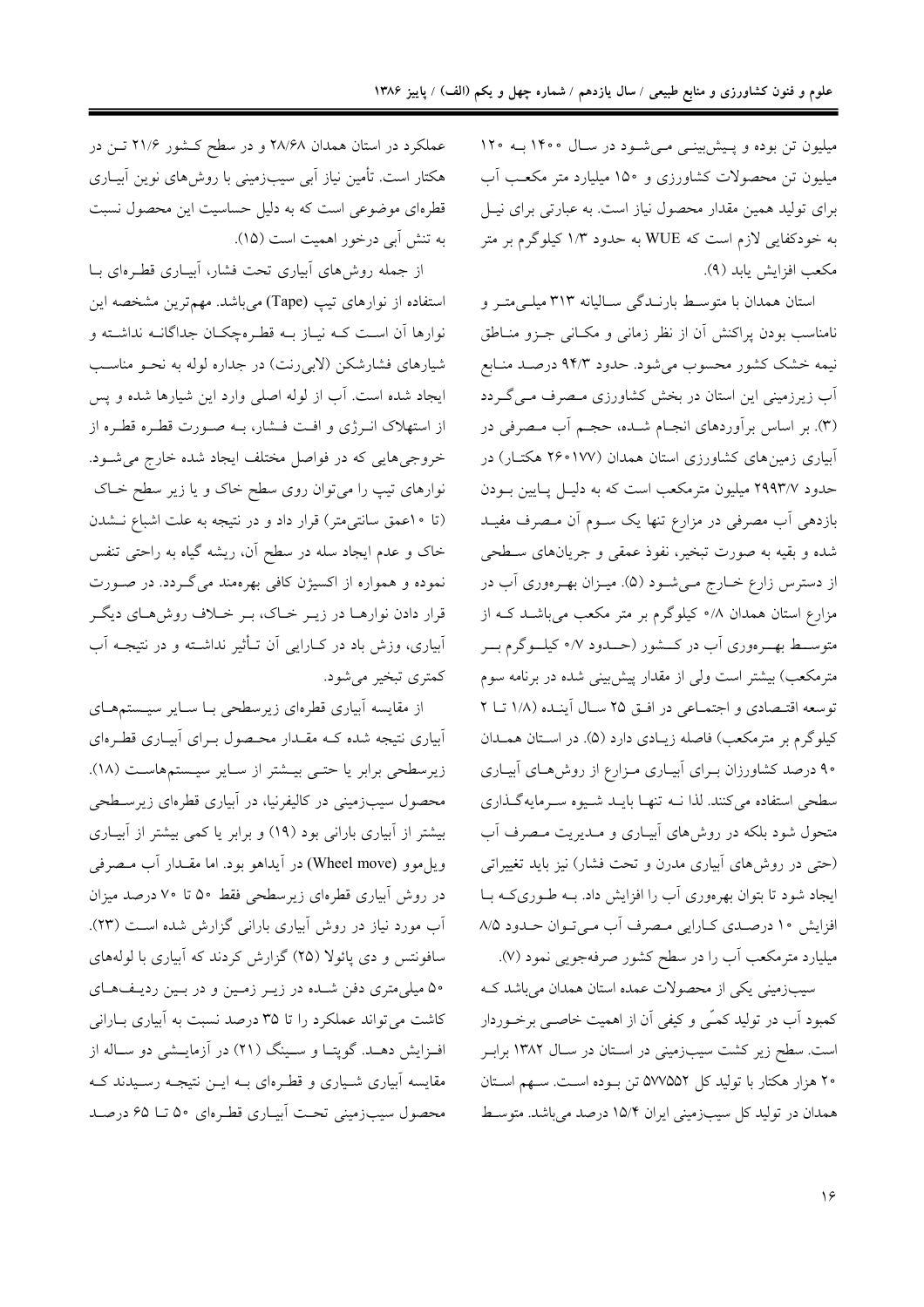میلیون تن بوده و پیش‌بینی می‌شود در سال ۱۴۰۰ به ۱۲۰ میلیون تن محصولات کشاورزی و ۱۵۰ میلیارد متر مکعب آب برای تولید همین مقدار محصول نیاز است. به عبارتی برای نیل به خودکفایی لازم است که WUE به حدود ۱/۳ کیلوگرم بر متر مکعب افزایش یابد (۹).

استان همدان با متوسط بارندگی سالیانه ۳۱۳ میلی‌متر و نامناسب بودن پراکنش آن از نظر زمانی و مکانی جزو مناطق نیمه خشک کشور محسوب می‌شود. حدود ۹۴/۳ درصد منابع آب زیرزمینی این استان در بخش کشاورزی مصرف می‌گردد (۳). بر اساس برآوردهای انجام شده، حجم آب مصرفی در آبیاری زمین‌های کشاورزی استان همدان (۲۶۰۱۷۷ هکتار) در حدود ۲۹۹۳/۷ میلیون مترمکعب است که به دلیل پایین بودن بازدهی آب مصرفی در مزارع تنها یک سوم آن مصرف مفید شده و بقیه به صورت تبخیر، نفوذ عمقی و جریان‌های سطحی از دسترس زارع خارج می‌شود (۵). میزان بهره‌وری آب در مزارع استان همدان ۰/۸ کیلوگرم بر متر مکعب می‌باشد که از متوسط بهره‌وری آب در کشور (حدود ۰/۷ کیلوگرم بر مترمکعب) بیشتر است ولی از مقدار پیش‌بینی شده در برنامه سوم توسعه اقتصادی و اجتماعی در افق ۲۵ سال آینده (۱/۸ تا ۲ کیلوگرم بر مترمکعب) فاصله زیادی دارد (۵). در استان همدان ۹۰ درصد کشاورزان برای آبیاری مزارع از روش‌های آبیاری سطحی استفاده می‌کنند. لذا نه تنها باید شیوه سرمایه‌گذاری متحول شود بلکه در روش‌های آبیاری و مدیریت مصرف آب (حتی در روش‌های آبیاری مدرن و تحت فشار) نیز باید تغییراتی ایجاد شود تا بتوان بهره‌وری آب را افزایش داد. به طوری‌که با افزایش ۱۰ درصدی کارایی مصرف آب می‌توان حدود ۸/۵ میلیارد مترمکعب آب را در سطح کشور صرفه‌جویی نمود (۷).

سیب‌زمینی یکی از محصولات عمده استان همدان می‌باشد که کمبود آب در تولید کمّی و کیفی آن از اهمیت خاصی برخوردار است. سطح زیر کشت سیب‌زمینی در استان در سال ۱۳۸۲ برابر ۲۰ هزار هکتار با تولید کل ۵۷۷۵۵۲ تن بوده است. سهم استان همدان در تولید کل سیب‌زمینی ایران ۱۵/۴ درصد می‌باشد. متوسط عملکرد در استان همدان ۲۸/۶۸ و در سطح کشور ۲۱/۶ تن در هکتار است. تأمین نیاز آبی سیب‌زمینی با روش‌های نوین آبیاری قطره‌ای موضوعی است که به دلیل حساسیت این محصول نسبت به تنش آبی درخور اهمیت است (۱۵).

از جمله روش‌های آبیاری تحت فشار، آبیاری قطره‌ای با استفاده از نوارهای تیپ (Tape) می‌باشد. مهم‌ترین مشخصه این نوارها آن است که نیاز به قطره‌چکان جداگانه نداشته و شیارهای فشارشکن (لابی‌رنت) در جداره لوله به نحو مناسب ایجاد شده است. آب از لوله اصلی وارد این شیارها شده و پس از استهلاک انرژی و افت فشار، به صورت قطره قطره از خروجی‌هایی که در فواصل مختلف ایجاد شده خارج می‌شود. نوارهای تیپ را می‌توان روی سطح خاک و یا زیر سطح خاک (تا ۱۰عمق سانتی‌متر) قرار داد و در نتیجه به علت اشباع نشدن خاک و عدم ایجاد سله در سطح آن، ریشه گیاه به راحتی تنفس نموده و همواره از اکسیژن کافی بهره‌مند می‌گردد. در صورت قرار دادن نوارها در زیر خاک، بر خلاف روش‌های دیگر آبیاری، وزش باد در کارایی آن تأثیر نداشته و در نتیجه آب کمتری تبخیر می‌شود.

از مقایسه آبیاری قطره‌ای زیرسطحی با سایر سیستم‌های آبیاری نتیجه شده که مقدار محصول برای آبیاری قطره‌ای زیرسطحی برابر یا حتی بیشتر از سایر سیستم‌هاست (۱۸). محصول سیب‌زمینی در کالیفرنیا، در آبیاری قطره‌ای زیرسطحی بیشتر از آبیاری بارانی بود (۱۹) و برابر یا کمی بیشتر از آبیاری ویل‌موو (Wheel move) در آیداهو بود. اما مقدار آب مصرفی در روش آبیاری قطره‌ای زیرسطحی فقط ۵۰ تا ۷۰ درصد میزان آب مورد نیاز در روش آبیاری بارانی گزارش شده است (۲۳). سافونتس و دی پائولا (۲۵) گزارش کردند که آبیاری با لوله‌های ۵۰ میلی‌متری دفن شده در زیر زمین و در بین ردیف‌های کاشت می‌تواند عملکرد را تا ۳۵ درصد نسبت به آبیاری بارانی افزایش دهد. گوپتا و سینگ (۲۱) در آزمایشی دو ساله از مقایسه آبیاری شیاری و قطره‌ای به این نتیجه رسیدند که محصول سیب‌زمینی تحت آبیاری قطره‌ای ۵۰ تا ۶۵ درصد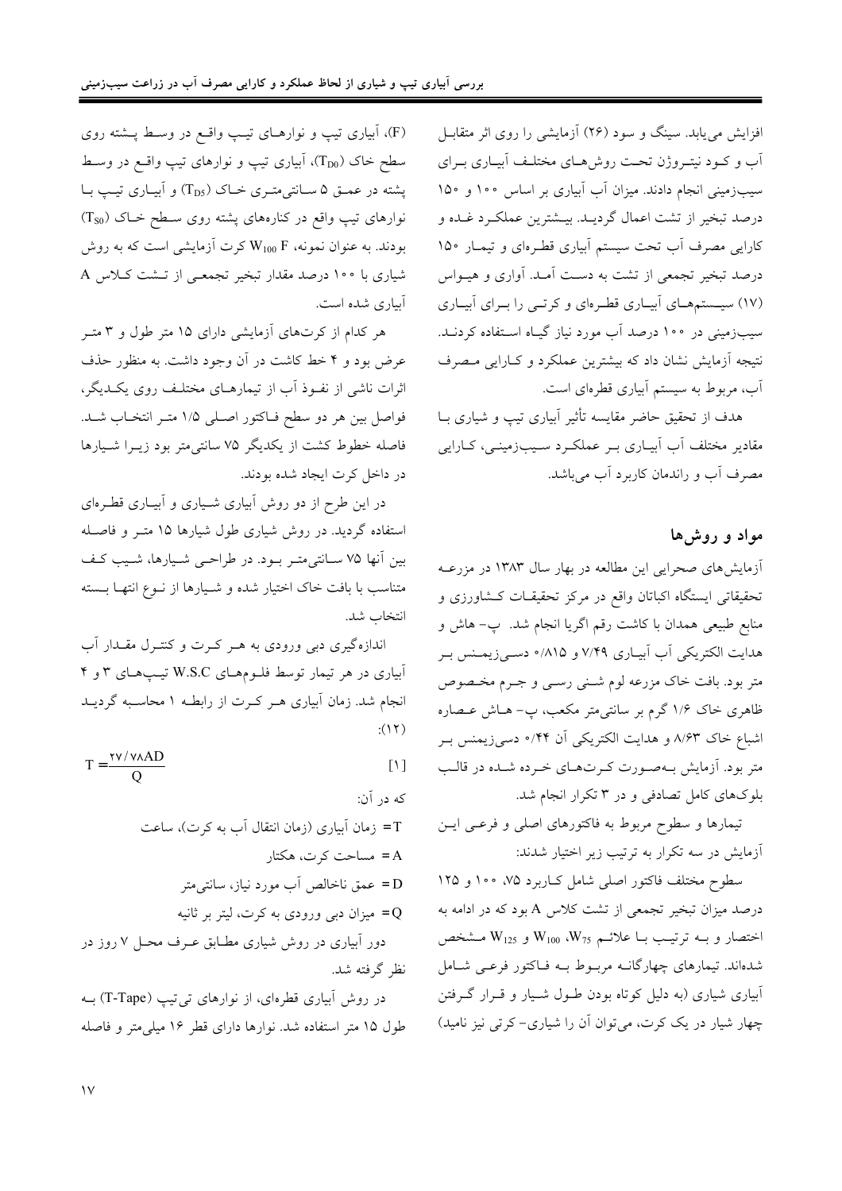افزایش می‌یابد. سینگ و سود (۲۶) آزمایشی را روی اثر متقابل آب و کود نیتروژن تحت روش‌های مختلف آبیاری برای سیب‌زمینی انجام دادند. میزان آب آبیاری بر اساس ۱۰۰ و ۱۵۰ درصد تبخیر از تشت اعمال گردید. بیشترین عملکرد غده و کارایی مصرف آب تحت سیستم آبیاری قطره‌ای و تیمار ۱۵۰ درصد تبخیر تجمعی از تشت به دست آمد. آواری و هیواس (۱۷) سیستم‌های آبیاری قطره‌ای و کرتی را برای آبیاری سیب‌زمینی در ۱۰۰ درصد آب مورد نیاز گیاه استفاده کردند. نتیجه آزمایش نشان داد که بیشترین عملکرد و کارایی مصرف آب، مربوط به سیستم آبیاری قطره‌ای است.

هدف از تحقیق حاضر مقایسه تأثیر آبیاری تیپ و شیاری با مقادیر مختلف آب آبیاری بر عملکرد سیب‌زمینی، کارایی مصرف آب و راندمان کاربرد آب می‌باشد.

## مواد و روش‌ها

آزمایش‌های صحرایی این مطالعه در بهار سال ۱۳۸۳ در مزرعه تحقیقاتی ایستگاه اکباتان واقع در مرکز تحقیقات کشاورزی و منابع طبیعی همدان با کاشت رقم اگریا انجام شد. پ- هاش و هدایت الکتریکی آب آبیاری ۷/۴۹ و ۰/۸۱۵ دسی‌زیمنس بر متر بود. بافت خاک مزرعه لوم شنی رسی و جرم مخصوص ظاهری خاک ۱/۶ گرم بر سانتی‌متر مکعب، پ- هاش عصاره اشباع خاک ۸/۶۳ و هدایت الکتریکی آن ۰/۴۴ دسی‌زیمنس بر متر بود. آزمایش به‌صورت کرت‌های خرده شده در قالب بلوک‌های کامل تصادفی و در ۳ تکرار انجام شد.

تیمارها و سطوح مربوط به فاکتورهای اصلی و فرعی این آزمایش در سه تکرار به ترتیب زیر اختیار شدند:

سطوح مختلف فاکتور اصلی شامل کاربرد ۷۵، ۱۰۰ و ۱۲۵ درصد میزان تبخیر تجمعی از تشت کلاس A بود که در ادامه به اختصار و به ترتیب با علائم $W_{75}$، $W_{100}$ و $W_{125}$ مشخص شده‌اند. تیمارهای چهارگانه مربوط به فاکتور فرعی شامل آبیاری شیاری (به دلیل کوتاه بودن طول شیار و قرار گرفتن چهار شیار در یک کرت، می‌توان آن را شیاری- کرتی نیز نامید) (F)، آبیاری تیپ و نوارهای تیپ واقع در وسط پشته روی سطح خاک ($T_{D0}$)، آبیاری تیپ و نوارهای تیپ واقع در وسط پشته در عمق ۵ سانتی‌متری خاک ($T_{D5}$) و آبیاری تیپ با نوارهای تیپ واقع در کناره‌های پشته روی سطح خاک ($T_{S0}$) بودند. به عنوان نمونه، $W_{100}$ F کرت آزمایشی است که به روش شیاری با ۱۰۰ درصد مقدار تبخیر تجمعی از تشت کلاس A آبیاری شده است.

هر کدام از کرت‌های آزمایشی دارای ۱۵ متر طول و ۳ متر عرض بود و ۴ خط کاشت در آن وجود داشت. به منظور حذف اثرات ناشی از نفوذ آب از تیمارهای مختلف روی یکدیگر، فواصل بین هر دو سطح فاکتور اصلی ۱/۵ متر انتخاب شد. فاصله خطوط کشت از یکدیگر ۷۵ سانتی‌متر بود زیرا شیارها در داخل کرت ایجاد شده بودند.

در این طرح از دو روش آبیاری شیاری و آبیاری قطره‌ای استفاده گردید. در روش شیاری طول شیارها ۱۵ متر و فاصله بین آنها ۷۵ سانتی‌متر بود. در طراحی شیارها، شیب کف متناسب با بافت خاک اختیار شده و شیارها از نوع انتها بسته انتخاب شد.

اندازه‌گیری دبی ورودی به هر کرت و کنترل مقدار آب آبیاری در هر تیمار توسط فلوم‌های W.S.C تیپ‌های ۳ و ۴ انجام شد. زمان آبیاری هر کرت از رابطه ۱ محاسبه گردید (۱۲):

$$T = \frac{۲۷/۷۸AD}{Q} \qquad [۱]$$

که در آن:

T= زمان آبیاری (زمان انتقال آب به کرت)، ساعت

A= مساحت کرت، هکتار

D= عمق ناخالص آب مورد نیاز، سانتی‌متر

Q= میزان دبی ورودی به کرت، لیتر بر ثانیه

دور آبیاری در روش شیاری مطابق عرف محل ۷ روز در نظر گرفته شد.

در روش آبیاری قطره‌ای، از نوارهای تی‌تیپ (T-Tape) به طول ۱۵ متر استفاده شد. نوارها دارای قطر ۱۶ میلی‌متر و فاصله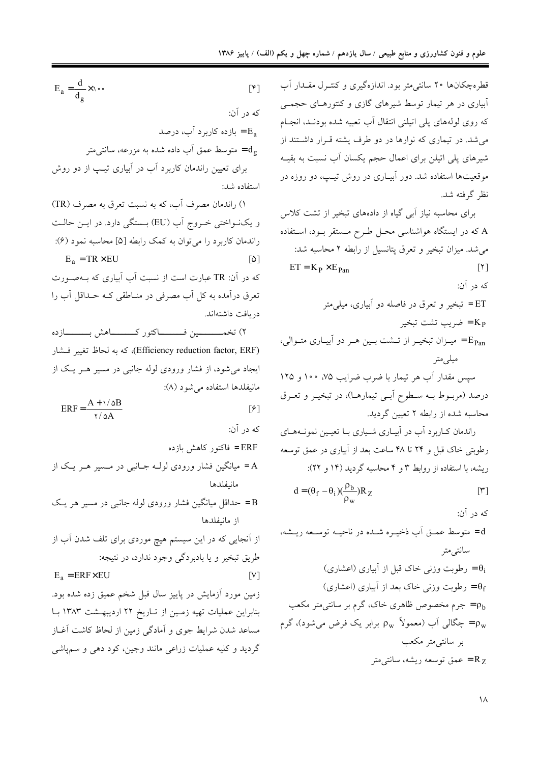قطره‌چکان‌ها ۲۰ سانتی‌متر بود. اندازه‌گیری و کنترل مقدار آب آبیاری در هر تیمار توسط شیرهای گازی و کنتورهای حجمی که روی لوله‌های پلی اتیلنی انتقال آب تعبیه شده بودند، انجام می‌شد. در تیماری که نوارها در دو طرف پشته قرار داشتند از شیرهای پلی اتیلن برای اعمال حجم یکسان آب نسبت به بقیه موقعیت‌ها استفاده شد. دور آبیاری در روش تیپ، دو روزه در نظر گرفته شد.

برای محاسبه نیاز آبی گیاه از داده‌های تبخیر از تشت کلاس A که در ایستگاه هواشناسی محل طرح مستقر بود، استفاده می‌شد. میزان تبخیر و تعرق پتانسیل از رابطه ۲ محاسبه شد:

$$ET = K_P \times E_{Pan} \qquad [۲]$$

که در آن:

$ET$ = تبخیر و تعرق در فاصله دو آبیاری، میلی‌متر

$K_P$= ضریب تشت تبخیر

$E_{Pan}$= میزان تبخیر از تشت بین هر دو آبیاری متوالی، میلی‌متر

سپس مقدار آب هر تیمار با ضرب ضرایب ۷۵، ۱۰۰ و ۱۲۵ درصد (مربوط به سطوح آبی تیمارها)، در تبخیر و تعرق محاسبه شده از رابطه ۲ تعیین گردید.

راندمان کاربرد آب در آبیاری شیاری با تعیین نمونه‌های رطوبتی خاک قبل و ۲۴ تا ۴۸ ساعت بعد از آبیاری در عمق توسعه ریشه، با استفاده از روابط ۳ و ۴ محاسبه گردید (۱۴ و ۲۲):

$$d = (\theta_f - \theta_i)(\frac{\rho_b}{\rho_w})R_Z \qquad [۳]$$

که در آن:

$d$= متوسط عمق آب ذخیره شده در ناحیه توسعه ریشه، سانتی‌متر

$\theta_i$= رطوبت وزنی خاک قبل از آبیاری (اعشاری)

$\theta_f$= رطوبت وزنی خاک بعد از آبیاری (اعشاری)

$\rho_b$= جرم مخصوص ظاهری خاک، گرم بر سانتی‌متر مکعب

$\rho_w$= چگالی آب (معمولاً $\rho_w$ برابر یک فرض می‌شود)، گرم بر سانتی‌متر مکعب

$R_Z$= عمق توسعه ریشه، سانتی‌متر

$$E_a = \frac{d}{d_g} \times 100 \qquad [۴]$$

که در آن:

$E_a$= بازده کاربرد آب، درصد

$d_g$= متوسط عمق آب داده شده به مزرعه، سانتی‌متر

برای تعیین راندمان کاربرد آب در آبیاری تیپ از دو روش استفاده شد:

۱) راندمان مصرف آب، که به نسبت تعرق به مصرف (TR) و یکنواختی خروج آب (EU) بستگی دارد. در این حالت راندمان کاربرد را می‌توان به کمک رابطه [۵] محاسبه نمود (۶):

$$E_a = TR \times EU \qquad [۵]$$

که در آن: TR عبارت است از نسبت آب آبیاری که به‌صورت تعرق درآمده به کل آب مصرفی در مناطقی که حداقل آب را دریافت داشته‌اند.

۲) تخمین فاکتور کاهش بازده (Efficiency reduction factor, ERF)، که به لحاظ تغییر فشار ایجاد می‌شود، از فشار ورودی لوله جانبی در مسیر هر یک از مانیفلدها استفاده می‌شود (۸):

$$ERF = \frac{A + 1/5B}{2/5A} \qquad [۶]$$

که در آن:

$ERF$= فاکتور کاهش بازده

$A$= میانگین فشار ورودی لوله جانبی در مسیر هر یک از مانیفلدها

$B$= حداقل میانگین فشار ورودی لوله جانبی در مسیر هر یک از مانیفلدها

از آنجایی که در این سیستم هیچ موردی برای تلف شدن آب از طریق تبخیر و یا بادبردگی وجود ندارد، در نتیجه:

$$E_a = ERF \times EU \qquad [۷]$$

زمین مورد آزمایش در پاییز سال قبل شخم عمیق زده شده بود. بنابراین عملیات تهیه زمین از تاریخ ۲۲ اردیبهشت ۱۳۸۳ با مساعد شدن شرایط جوی و آمادگی زمین از لحاظ کاشت آغاز گردید و کلیه عملیات زراعی مانند وجین، کود دهی و سم‌پاشی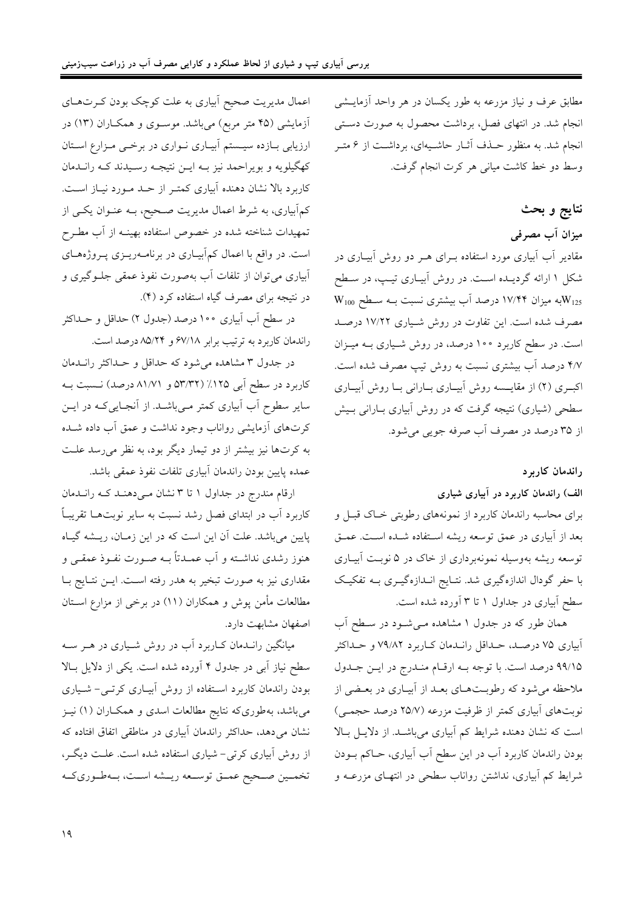مطابق عرف و نیاز مزرعه به طور یکسان در هر واحد آزمایشی انجام شد. در انتهای فصل، برداشت محصول به صورت دستی انجام شد. به منظور حذف آثار حاشیه‌ای، برداشت از ۶ متر وسط دو خط کاشت میانی هر کرت انجام گرفت.

## نتایج و بحث

### میزان آب مصرفی

مقادیر آب آبیاری مورد استفاده برای هر دو روش آبیاری در شکل ۱ ارائه گردیده است. در روش آبیاری تیپ، در سطح $W_{125}$به میزان ۱۷/۴۴ درصد آب بیشتری نسبت به سطح $W_{100}$ مصرف شده است. این تفاوت در روش شیاری ۱۷/۲۲ درصد است. در سطح کاربرد ۱۰۰ درصد، در روش شیاری به میزان ۴/۷ درصد آب بیشتری نسبت به روش تیپ مصرف شده است. اکبری (۲) از مقایسه روش آبیاری بارانی با روش آبیاری سطحی (شیاری) نتیجه گرفت که در روش آبیاری بارانی بیش از ۳۵ درصد در مصرف آب صرفه جویی می‌شود.

### راندمان کاربرد

**الف) راندمان کاربرد در آبیاری شیاری**

برای محاسبه راندمان کاربرد از نمونه‌های رطوبتی خاک قبل و بعد از آبیاری در عمق توسعه ریشه استفاده شده است. عمق توسعه ریشه به‌وسیله نمونه‌برداری از خاک در ۵ نوبت آبیاری با حفر گودال اندازه‌گیری شد. نتایج اندازه‌گیری به تفکیک سطح آبیاری در جداول ۱ تا ۳ آورده شده است.

همان طور که در جدول ۱ مشاهده می‌شود در سطح آب آبیاری ۷۵ درصد، حداقل راندمان کاربرد ۷۹/۸۲ و حداکثر ۹۹/۱۵ درصد است. با توجه به ارقام مندرج در این جدول ملاحظه می‌شود که رطوبت‌های بعد از آبیاری در بعضی از نوبت‌های آبیاری کمتر از ظرفیت مزرعه (۲۵/۷ درصد حجمی) است که نشان دهنده شرایط کم آبیاری می‌باشد. از دلایل بالا بودن راندمان کاربرد آب در این سطح آب آبیاری، حاکم بودن شرایط کم آبیاری، نداشتن رواناب سطحی در انتهای مزرعه و اعمال مدیریت صحیح آبیاری به علت کوچک بودن کرت‌های آزمایشی (۴۵ متر مربع) می‌باشد. موسوی و همکاران (۱۳) در ارزیابی یازده سیستم آبیاری نواری در برخی مزارع استان کهگیلویه و بویراحمد نیز به این نتیجه رسیدند که راندمان کاربرد بالا نشان دهنده آبیاری کمتر از حد مورد نیاز است. کم‌آبیاری، به شرط اعمال مدیریت صحیح، به عنوان یکی از تمهیدات شناخته شده در خصوص استفاده بهینه از آب مطرح است. در واقع با اعمال کم‌آبیاری در برنامه‌ریزی پروژه‌های آبیاری می‌توان از تلفات آب به‌صورت نفوذ عمقی جلوگیری و در نتیجه برای مصرف گیاه استفاده کرد (۴).

در سطح آب آبیاری ۱۰۰ درصد (جدول ۲) حداقل و حداکثر راندمان کاربرد به ترتیب برابر ۶۷/۱۸ و ۸۵/۲۴ درصد است.

در جدول ۳ مشاهده می‌شود که حداقل و حداکثر راندمان کاربرد در سطح آبی ۱۲۵٪ (۵۳/۳۲ و ۸۱/۷۱ درصد) نسبت به سایر سطوح آب آبیاری کمتر می‌باشد. از آنجایی‌که در این کرت‌های آزمایشی رواناب وجود نداشت و عمق آب داده شده به کرت‌ها نیز بیشتر از دو تیمار دیگر بود، به نظر می‌رسد علت عمده پایین بودن راندمان آبیاری تلفات نفوذ عمقی باشد.

ارقام مندرج در جداول ۱ تا ۳ نشان می‌دهند که راندمان کاربرد آب در ابتدای فصل رشد نسبت به سایر نوبت‌ها تقریباً پایین می‌باشد. علت آن این است که در این زمان، ریشه گیاه هنوز رشدی نداشته و آب عمدتاً به صورت نفوذ عمقی و مقداری نیز به صورت تبخیر به هدر رفته است. این نتایج با مطالعات مأمن پوش و همکاران (۱۱) در برخی از مزارع استان اصفهان مشابهت دارد.

میانگین راندمان کاربرد آب در روش شیاری در هر سه سطح نیاز آبی در جدول ۴ آورده شده است. یکی از دلایل بالا بودن راندمان کاربرد استفاده از روش آبیاری کرتی- شیاری می‌باشد، به‌طوری‌که نتایج مطالعات اسدی و همکاران (۱) نیز نشان می‌دهد، حداکثر راندمان آبیاری در مناطقی اتفاق افتاده که از روش آبیاری کرتی- شیاری استفاده شده است. علت دیگر، تخمین صحیح عمق توسعه ریشه است، به‌طوری‌که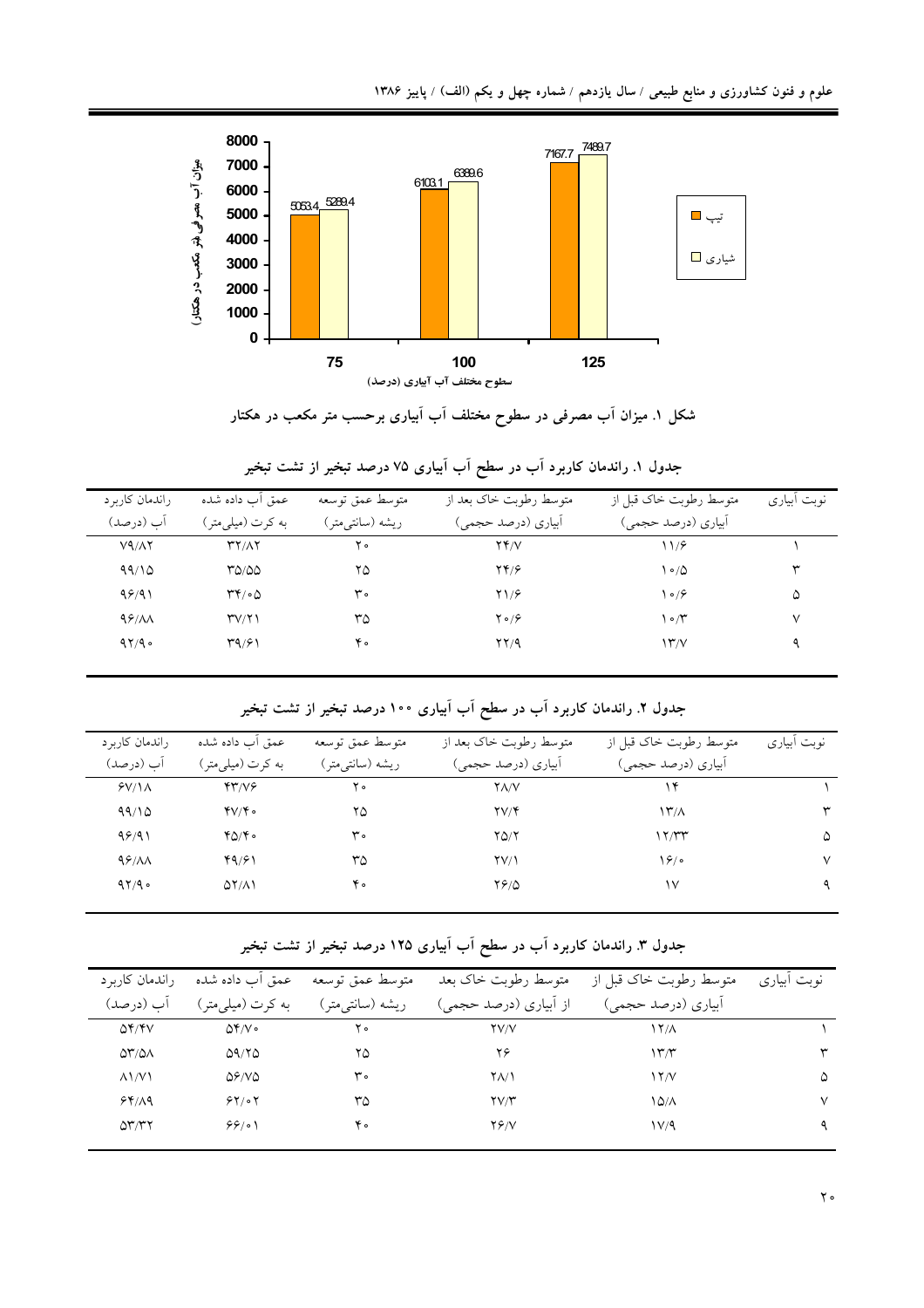شکل ۱. میزان آب مصرفی در سطوح مختلف آب آبیاری برحسب متر مکعب در هکتار

جدول ۱. راندمان کاربرد آب در سطح آب آبیاری ۷۵ درصد تبخیر از تشت تبخیر

| نوبت آبیاری | متوسط رطوبت خاک قبل از آبیاری (درصد حجمی) | متوسط رطوبت خاک بعد از آبیاری (درصد حجمی) | متوسط عمق توسعه ریشه (سانتی‌متر) | عمق آب داده شده به کرت (میلی‌متر) | راندمان کاربرد آب (درصد) |
|---|---|---|---|---|---|
| ۱ | ۱۱/۶ | ۲۴/۷ | ۲۰ | ۳۲/۸۲ | ۷۹/۸۲ |
| ۳ | ۱۰/۵ | ۲۴/۶ | ۲۵ | ۳۵/۵۵ | ۹۹/۱۵ |
| ۵ | ۱۰/۶ | ۲۱/۶ | ۳۰ | ۳۴/۰۵ | ۹۶/۹۱ |
| ۷ | ۱۰/۳ | ۲۰/۶ | ۳۵ | ۳۷/۲۱ | ۹۶/۸۸ |
| ۹ | ۱۳/۷ | ۲۲/۹ | ۴۰ | ۳۹/۶۱ | ۹۲/۹۰ |

جدول ۲. راندمان کاربرد آب در سطح آب آبیاری ۱۰۰ درصد تبخیر از تشت تبخیر

| نوبت آبیاری | متوسط رطوبت خاک قبل از آبیاری (درصد حجمی) | متوسط رطوبت خاک بعد از آبیاری (درصد حجمی) | متوسط عمق توسعه ریشه (سانتی‌متر) | عمق آب داده شده به کرت (میلی‌متر) | راندمان کاربرد آب (درصد) |
|---|---|---|---|---|---|
| ۱ | ۱۴ | ۲۸/۷ | ۲۰ | ۴۳/۷۶ | ۶۷/۱۸ |
| ۳ | ۱۳/۸ | ۲۷/۴ | ۲۵ | ۴۷/۴۰ | ۹۹/۱۵ |
| ۵ | ۱۲/۳۳ | ۲۵/۲ | ۳۰ | ۴۵/۴۰ | ۹۶/۹۱ |
| ۷ | ۱۶/۰ | ۲۷/۱ | ۳۵ | ۴۹/۶۱ | ۹۶/۸۸ |
| ۹ | ۱۷ | ۲۶/۵ | ۴۰ | ۵۲/۸۱ | ۹۲/۹۰ |

جدول ۳. راندمان کاربرد آب در سطح آب آبیاری ۱۲۵ درصد تبخیر از تشت تبخیر

| نوبت آبیاری | متوسط رطوبت خاک قبل از آبیاری (درصد حجمی) | متوسط رطوبت خاک بعد از آبیاری (درصد حجمی) | متوسط عمق توسعه ریشه (سانتی‌متر) | عمق آب داده شده به کرت (میلی‌متر) | راندمان کاربرد آب (درصد) |
|---|---|---|---|---|---|
| ۱ | ۱۲/۸ | ۲۷/۷ | ۲۰ | ۵۴/۷۰ | ۵۴/۴۷ |
| ۳ | ۱۳/۳ | ۲۶ | ۲۵ | ۵۹/۲۵ | ۵۳/۵۸ |
| ۵ | ۱۲/۷ | ۲۸/۱ | ۳۰ | ۵۶/۷۵ | ۸۱/۷۱ |
| ۷ | ۱۵/۸ | ۲۷/۳ | ۳۵ | ۶۲/۰۲ | ۶۴/۸۹ |
| ۹ | ۱۷/۹ | ۲۶/۷ | ۴۰ | ۶۶/۰۱ | ۵۳/۳۲ |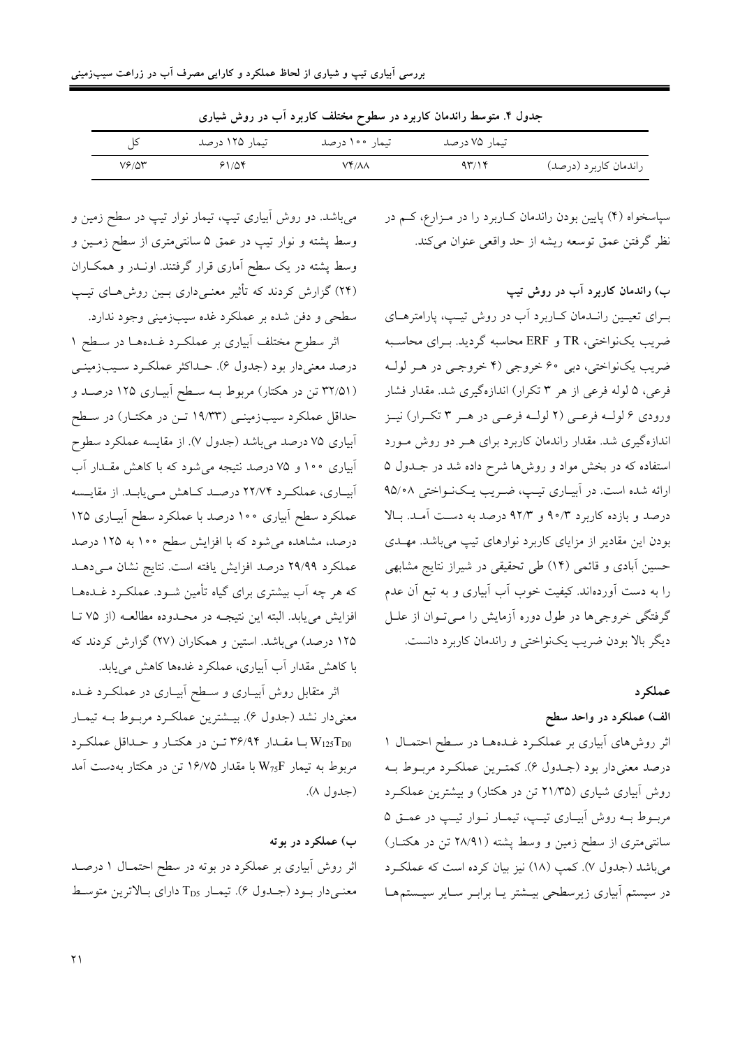جدول ۴. متوسط راندمان کاربرد آب در سطوح مختلف کاربرد آب در روش شیاری

| | تیمار ۷۵ درصد | تیمار ۱۰۰ درصد | تیمار ۱۲۵ درصد | کل |
|---|---|---|---|---|
| راندمان کاربرد (درصد) | ۹۳/۱۴ | ۷۴/۸۸ | ۶۱/۵۴ | ۷۶/۵۳ |

سپاسخواه (۴) پایین بودن راندمان کاربرد را در مزارع، کم در نظر گرفتن عمق توسعه ریشه از حد واقعی عنوان می‌کند.

### ب) راندمان کاربرد آب در روش تیپ

برای تعیین راندمان کاربرد آب در روش تیپ، پارامترهای ضریب یکنواختی، TR و ERF محاسبه گردید. برای محاسبه ضریب یکنواختی، دبی ۶۰ خروجی (۴ خروجی در هر لوله فرعی، ۵ لوله فرعی از هر ۳ تکرار) اندازه‌گیری شد. مقدار فشار ورودی ۶ لوله فرعی (۲ لوله فرعی در هر ۳ تکرار) نیز اندازه‌گیری شد. مقدار راندمان کاربرد برای هر دو روش مورد استفاده که در بخش مواد و روش‌ها شرح داده شد در جدول ۵ ارائه شده است. در آبیاری تیپ، ضریب یکنواختی ۹۵/۰۸ درصد و بازده کاربرد ۹۰/۳ و ۹۲/۳ درصد به دست آمد. بالا بودن این مقادیر از مزایای کاربرد نوارهای تیپ می‌باشد. مهدی حسین آبادی و قائمی (۱۴) طی تحقیقی در شیراز نتایج مشابهی را به دست آورده‌اند. کیفیت خوب آب آبیاری و به تبع آن عدم گرفتگی خروجی‌ها در طول دوره آزمایش را می‌توان از علل دیگر بالا بودن ضریب یکنواختی و راندمان کاربرد دانست.

## عملکرد

### الف) عملکرد در واحد سطح

اثر روش‌های آبیاری بر عملکرد غده‌ها در سطح احتمال ۱ درصد معنی‌دار بود (جدول ۶). کمترین عملکرد مربوط به روش آبیاری شیاری (۲۱/۳۵ تن در هکتار) و بیشترین عملکرد مربوط به روش آبیاری تیپ، تیمار نوار تیپ در عمق ۵ سانتی‌متری از سطح زمین و وسط پشته (۲۸/۹۱ تن در هکتار) می‌باشد (جدول ۷). کمپ (۱۸) نیز بیان کرده است که عملکرد در سیستم آبیاری زیرسطحی بیشتر یا برابر سایر سیستم‌ها می‌باشد. دو روش آبیاری تیپ، تیمار نوار تیپ در سطح زمین و وسط پشته و نوار تیپ در عمق ۵ سانتی‌متری از سطح زمین و وسط پشته در یک سطح آماری قرار گرفتند. اونیدر و همکاران (۲۴) گزارش کردند که تأثیر معنی‌داری بین روش‌های تیپ سطحی و دفن شده بر عملکرد غده سیب‌زمینی وجود ندارد.

اثر سطوح مختلف آبیاری بر عملکرد غده‌ها در سطح ۱ درصد معنی‌دار بود (جدول ۶). حداکثر عملکرد سیب‌زمینی (۳۲/۵۱ تن در هکتار) مربوط به سطح آبیاری ۱۲۵ درصد و حداقل عملکرد سیب‌زمینی (۱۹/۳۳ تن در هکتار) در سطح آبیاری ۷۵ درصد می‌باشد (جدول ۷). از مقایسه عملکرد سطوح آبیاری ۱۰۰ و ۷۵ درصد نتیجه می‌شود که با کاهش مقدار آب آبیاری، عملکرد ۲۲/۷۴ درصد کاهش می‌یابد. از مقایسه عملکرد سطح آبیاری ۱۰۰ درصد با عملکرد سطح آبیاری ۱۲۵ درصد، مشاهده می‌شود که با افزایش سطح ۱۰۰ به ۱۲۵ درصد عملکرد ۲۹/۹۹ درصد افزایش یافته است. نتایج نشان می‌دهد که هر چه آب بیشتری برای گیاه تأمین شود. عملکرد غده‌ها افزایش می‌یابد. البته این نتیجه در محدوده مطالعه (از ۷۵ تا ۱۲۵ درصد) می‌باشد. استین و همکاران (۲۷) گزارش کردند که با کاهش مقدار آب آبیاری، عملکرد غده‌ها کاهش می‌یابد.

اثر متقابل روش آبیاری و سطح آبیاری در عملکرد غده معنی‌دار نشد (جدول ۶). بیشترین عملکرد مربوط به تیمار $W_{125}T_{D0}$ با مقدار ۳۶/۹۴ تن در هکتار و حداقل عملکرد مربوط به تیمار $W_{75}F$ با مقدار ۱۶/۷۵ تن در هکتار به‌دست آمد (جدول ۸).

### ب) عملکرد در بوته

اثر روش آبیاری بر عملکرد در بوته در سطح احتمال ۱ درصد معنی‌دار بود (جدول ۶). تیمار $T_{D5}$ دارای بالاترین متوسط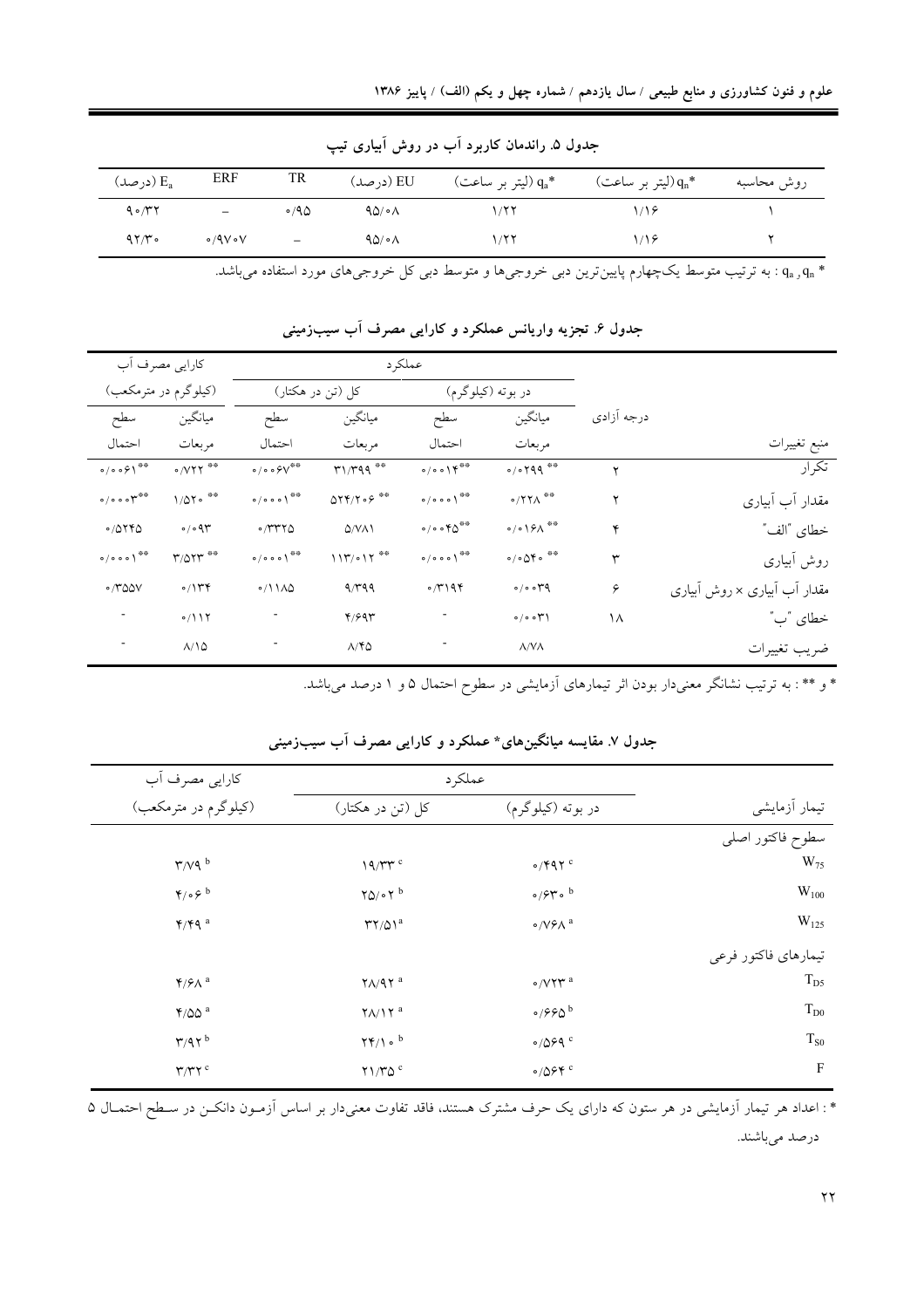جدول ۵. راندمان کاربرد آب در روش آبیاری تیپ

| روش محاسبه | $q_n$* (لیتر بر ساعت) | $q_a$* (لیتر بر ساعت) | EU (درصد) | TR | ERF | $E_a$ (درصد) |
|---|---|---|---|---|---|---|
| ۱ | ۱/۱۶ | ۱/۲۲ | ۹۵/۰۸ | ۰/۹۵ | – | ۹۰/۳۲ |
| ۲ | ۱/۱۶ | ۱/۲۲ | ۹۵/۰۸ | – | ۰/۹۷۰۷ | ۹۲/۳۰ |

* $q_n$ و $q_a$ : به ترتیب متوسط یک‌چهارم پایین‌ترین دبی خروجی‌ها و متوسط دبی کل خروجی‌های مورد استفاده می‌باشد.

جدول ۶. تجزیه واریانس عملکرد و کارایی مصرف آب سیب‌زمینی

| منبع تغییرات | درجه آزادی | عملکرد در بوته (کیلوگرم) میانگین مربعات | عملکرد در بوته (کیلوگرم) سطح احتمال | عملکرد کل (تن در هکتار) میانگین مربعات | عملکرد کل (تن در هکتار) سطح احتمال | کارایی مصرف آب (کیلوگرم در مترمکعب) میانگین مربعات | کارایی مصرف آب (کیلوگرم در مترمکعب) سطح احتمال |
|---|---|---|---|---|---|---|---|
| تکرار | ۲ | ** ۰/۰۲۹۹ | ** ۰/۰۰۱۴ | ** ۳۱/۳۹۹ | ** ۰/۰۰۶۷ | ** ۰/۷۲۲ | ** ۰/۰۰۶۱ |
| مقدار آب آبیاری | ۲ | ** ۰/۲۲۸ | ** ۰/۰۰۰۱ | ** ۵۲۴/۲۰۶ | ** ۰/۰۰۰۱ | ** ۱/۵۲۰ | ** ۰/۰۰۰۳ |
| خطای "الف" | ۴ | ** ۰/۰۱۶۸ | ** ۰/۰۰۴۵ | ۵/۷۸۱ | ۰/۳۳۲۵ | ۰/۰۹۳ | ۰/۵۲۴۵ |
| روش آبیاری | ۳ | ** ۰/۰۵۴۰ | ** ۰/۰۰۰۱ | ** ۱۱۳/۰۱۲ | ** ۰/۰۰۰۱ | ** ۳/۵۲۳ | ** ۰/۰۰۰۱ |
| مقدار آب آبیاری × روش آبیاری | ۶ | ۰/۰۰۳۹ | ۰/۳۱۹۴ | ۹/۳۹۹ | ۰/۱۱۸۵ | ۰/۱۳۴ | ۰/۳۵۵۷ |
| خطای "ب" | ۱۸ | ۰/۰۰۳۱ | - | ۴/۶۹۳ | - | ۰/۱۱۲ | - |
| ضریب تغییرات | | ۸/۷۸ | - | ۸/۴۵ | - | ۸/۱۵ | - |

* و ** : به ترتیب نشانگر معنی‌دار بودن اثر تیمارهای آزمایشی در سطوح احتمال ۵ و ۱ درصد می‌باشد.

جدول ۷. مقایسه میانگین‌های* عملکرد و کارایی مصرف آب سیب‌زمینی

| تیمار آزمایشی | عملکرد در بوته (کیلوگرم) | عملکرد کل (تن در هکتار) | کارایی مصرف آب (کیلوگرم در مترمکعب) |
|---|---|---|---|
| سطوح فاکتور اصلی | | | |
| $W_{75}$ | ۰/۴۹۲ c | ۱۹/۳۳ c | ۳/۷۹ b |
| $W_{100}$ | ۰/۶۳۰ b | ۲۵/۰۲ b | ۴/۰۶ b |
| $W_{125}$ | ۰/۷۶۸ a | ۳۲/۵۱ a | ۴/۴۹ a |
| تیمارهای فاکتور فرعی | | | |
| $T_{D5}$ | ۰/۷۲۳ a | ۲۸/۹۲ a | ۴/۶۸ a |
| $T_{D0}$ | ۰/۶۶۵ b | ۲۸/۱۲ a | ۴/۵۵ a |
| $T_{S0}$ | ۰/۵۶۹ c | ۲۴/۱۰ b | ۳/۹۲ b |
| F | ۰/۵۶۴ c | ۲۱/۳۵ c | ۳/۳۲ c |

* : اعداد هر تیمار آزمایشی در هر ستون که دارای یک حرف مشترک هستند، فاقد تفاوت معنی‌دار بر اساس آزمون دانکن در سطح احتمال ۵ درصد می‌باشند.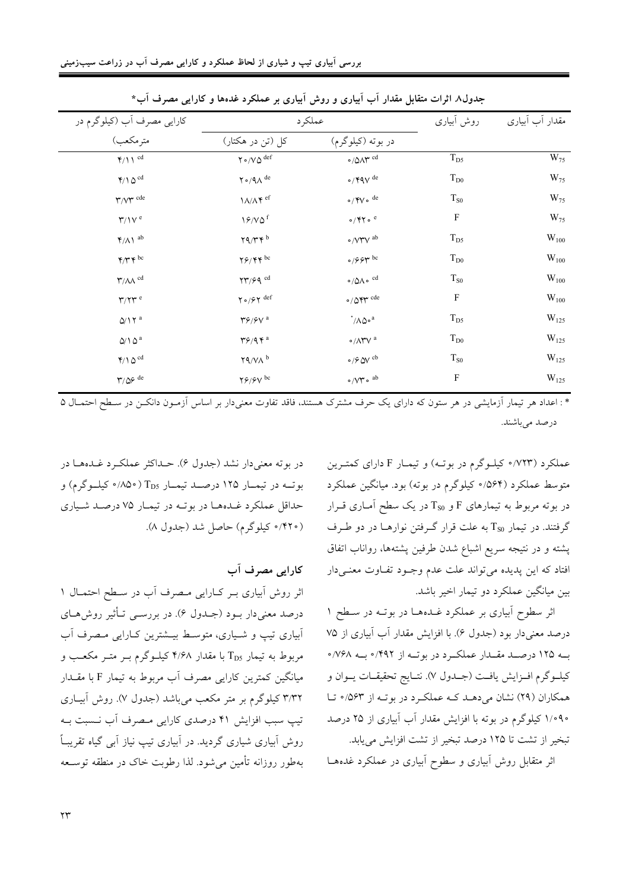جدول۸ اثرات متقابل مقدار آب آبیاری و روش آبیاری بر عملکرد غده‌ها و کارایی مصرف آب*

| مقدار آب آبیاری | روش آبیاری | عملکرد | | کارایی مصرف آب (کیلوگرم در مترمکعب) |
|---|---|---|---|---|
| | | در بوته (کیلوگرم) | کل (تن در هکتار) | |
| $W_{75}$ | $T_{D5}$ | ۰/۵۸۳ cd | ۲۰/۷۵ def | ۴/۱۱ cd |
| $W_{75}$ | $T_{D0}$ | ۰/۴۹۷ de | ۲۰/۹۸ de | ۴/۱۵ cd |
| $W_{75}$ | $T_{S0}$ | ۰/۴۷۰ de | ۱۸/۸۴ ef | ۳/۷۳ cde |
| $W_{75}$ | F | ۰/۴۲۰ e | ۱۶/۷۵ f | ۳/۱۷ e |
| $W_{100}$ | $T_{D5}$ | ۰/۷۳۷ ab | ۲۹/۳۴ b | ۴/۸۱ ab |
| $W_{100}$ | $T_{D0}$ | ۰/۶۶۳ bc | ۲۶/۴۴ bc | ۴/۳۴ bc |
| $W_{100}$ | $T_{S0}$ | ۰/۵۸۰ cd | ۲۳/۶۹ cd | ۳/۸۸ cd |
| $W_{100}$ | F | ۰/۵۴۳ cde | ۲۰/۶۲ def | ۳/۲۳ e |
| $W_{125}$ | $T_{D5}$ | ۰/۸۵۰ a | ۳۶/۶۷ a | ۵/۱۲ a |
| $W_{125}$ | $T_{D0}$ | ۰/۸۳۷ a | ۳۶/۹۴ a | ۵/۱۵ a |
| $W_{125}$ | $T_{S0}$ | ۰/۶۵۷ cb | ۲۹/۷۸ b | ۴/۱۵ cd |
| $W_{125}$ | F | ۰/۷۳۰ ab | ۲۶/۶۷ bc | ۳/۵۶ de |

* : اعداد هر تیمار آزمایشی در هر ستون که دارای یک حرف مشترک هستند، فاقد تفاوت معنی‌دار بر اساس آزمون دانکن در سطح احتمال ۵ درصد می‌باشند.

عملکرد (۰/۷۲۳ کیلوگرم در بوته) و تیمار F دارای کمترین متوسط عملکرد (۰/۵۶۴ کیلوگرم در بوته) بود. میانگین عملکرد در بوته مربوط به تیمارهای F و $T_{S0}$ در یک سطح آماری قرار گرفتند. در تیمار $T_{S0}$ به علت قرار گرفتن نوارها در دو طرف پشته و در نتیجه سریع اشباع شدن طرفین پشته‌ها، رواناب اتفاق افتاد که این پدیده می‌تواند علت عدم وجود تفاوت معنی‌دار بین میانگین عملکرد دو تیمار اخیر باشد.

اثر سطوح آبیاری بر عملکرد غده‌ها در بوته در سطح ۱ درصد معنی‌دار بود (جدول ۶). با افزایش مقدار آب آبیاری از ۷۵ به ۱۲۵ درصد مقدار عملکرد در بوته از ۰/۴۹۲ به ۰/۷۶۸ کیلوگرم افزایش یافت (جدول ۷). نتایج تحقیقات یوان و همکاران (۲۹) نشان می‌دهد که عملکرد در بوته از ۰/۵۶۳ تا ۱/۰۹۰ کیلوگرم در بوته با افزایش مقدار آب آبیاری از ۲۵ درصد تبخیر از تشت تا ۱۲۵ درصد تبخیر از تشت افزایش می‌یابد.

اثر متقابل روش آبیاری و سطوح آبیاری در عملکرد غده‌ها در بوته معنی‌دار نشد (جدول ۶). حداکثر عملکرد غده‌ها در بوته در تیمار ۱۲۵ درصد تیمار $T_{D5}$ (۰/۸۵۰ کیلوگرم) و حداقل عملکرد غده‌ها در بوته در تیمار ۷۵ درصد شیاری (۰/۴۲۰ کیلوگرم) حاصل شد (جدول ۸).

### کارایی مصرف آب

اثر روش آبیاری بر کارایی مصرف آب در سطح احتمال ۱ درصد معنی‌دار بود (جدول ۶). در بررسی تأثیر روش‌های آبیاری تیپ و شیاری، متوسط بیشترین کارایی مصرف آب مربوط به تیمار $T_{D5}$ با مقدار ۴/۶۸ کیلوگرم بر متر مکعب و میانگین کمترین کارایی مصرف آب مربوط به تیمار F با مقدار ۳/۳۲ کیلوگرم بر متر مکعب می‌باشد (جدول ۷). روش آبیاری تیپ سبب افزایش ۴۱ درصدی کارایی مصرف آب نسبت به روش آبیاری شیاری گردید. در آبیاری تیپ نیاز آبی گیاه تقریباً به‌طور روزانه تأمین می‌شود. لذا رطوبت خاک در منطقه توسعه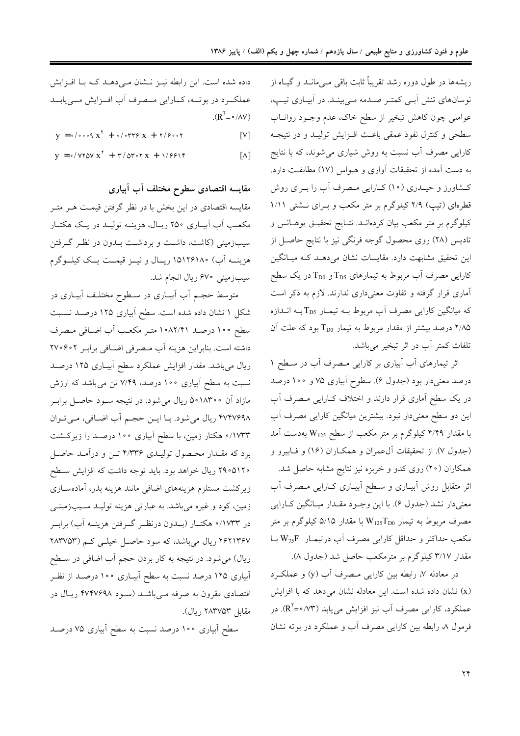ریشه‌ها در طول دوره رشد تقریباً ثابت باقی می‌مانند و گیاه از نوسان‌های تنش آبی کمتر صدمه می‌بینند. در آبیاری تیپ، عواملی چون کاهش تبخیر از سطح خاک، عدم وجود رواناب سطحی و کنترل نفوذ عمقی باعث افزایش تولید و در نتیجه کارایی مصرف آب نسبت به روش شیاری می‌شوند، که با نتایج به دست آمده از تحقیقات آواری و هیواس (۱۷) مطابقت دارد. کشاورز و حیدری (۱۰) کارایی مصرف آب را برای روش قطره‌ای (تیپ) ۲/۹ کیلوگرم بر متر مکعب و برای نشتی ۱/۱۱ کیلوگرم بر متر مکعب بیان کرده‌اند. نتایج تحقیق یوهانس و تادیس (۲۸) روی محصول گوجه فرنگی نیز با نتایج حاصل از این تحقیق مشابهت دارد. مقایسات نشان می‌دهد که میانگین کارایی مصرف آب مربوط به تیمارهای $T_{D5}$ و $T_{D0}$ در یک سطح آماری قرار گرفته و تفاوت معنی‌داری ندارند. لازم به ذکر است که میانگین کارایی مصرف آب مربوط به تیمار $T_{D5}$ به اندازه ۲/۸۵ درصد بیشتر از مقدار مربوط به تیمار $T_{D0}$ بود که علت آن تلفات کمتر آب در اثر تبخیر می‌باشد.

اثر تیمارهای آب آبیاری بر کارایی مصرف آب در سطح ۱ درصد معنی‌دار بود (جدول ۶). سطوح آبیاری ۷۵ و ۱۰۰ درصد در یک سطح آماری قرار دارند و اختلاف کارایی مصرف آب این دو سطح معنی‌دار نبود. بیشترین میانگین کارایی مصرف آب با مقدار ۴/۴۹ کیلوگرم بر متر مکعب از سطح $W_{125}$ به‌دست آمد (جدول ۷). از تحقیقات آل‌عمران و همکاران (۱۶) و فابیرو و همکاران (۲۰) روی کدو و خربزه نیز نتایج مشابه حاصل شد.

اثر متقابل روش آبیاری و سطح آبیاری کارایی مصرف آب معنی‌دار نشد (جدول ۶). با این وجود مقدار میانگین کارایی مصرف مربوط به تیمار $W_{125}T_{D0}$ با مقدار ۵/۱۵ کیلوگرم بر متر مکعب حداکثر و حداقل کارایی مصرف آب درتیمار $W_{75}F$ با مقدار ۳/۱۷ کیلوگرم بر مترمکعب حاصل شد (جدول ۸).

در معادله ۷، رابطه بین کارایی مصرف آب (y) و عملکرد (x) نشان داده شده است. این معادله نشان می‌دهد که با افزایش عملکرد، کارایی مصرف آب نیز افزایش می‌یابد ($R^2=0/73$). در فرمول ۸، رابطه بین کارایی مصرف آب و عملکرد در بوته نشان داده شده است. این رابطه نیز نشان می‌دهد که با افزایش عملکرد در بوته، کارایی مصرف آب افزایش می‌یابد ($R^2=0/87$).

$$y = 0/0009\,x^2 + 0/0336\,x + 2/6002 \qquad [7]$$

$$y = 0/7257\,x^2 + 3/5302\,x + 1/6614 \qquad [8]$$

## مقایسه اقتصادی سطوح مختلف آب آبیاری

مقایسه اقتصادی در این بخش با در نظر گرفتن قیمت هر متر مکعب آب آبیاری ۲۵۰ ریال، هزینه تولید در یک هکتار سیب‌زمینی (کاشت، داشت و برداشت بدون در نظر گرفتن هزینه آب) ۱۵۱۲۶۱۸۰ ریال و نیز قیمت یک کیلوگرم سیب‌زمینی ۶۷۰ ریال انجام شد.

متوسط حجم آب آبیاری در سطوح مختلف آبیاری در شکل ۱ نشان داده شده است. سطح آبیاری ۱۲۵ درصد نسبت سطح ۱۰۰ درصد ۱۰۸۲/۴۱ متر مکعب آب اضافی مصرف داشته است. بنابراین هزینه آب مصرفی اضافی برابر ۲۷۰۶۰۲ ریال می‌باشد. مقدار افزایش عملکرد سطح آبیاری ۱۲۵ درصد نسبت به سطح آبیاری ۱۰۰ درصد، ۷/۴۹ تن می‌باشد که ارزش مازاد آن ۵۰۱۸۳۰۰ ریال می‌شود. در نتیجه سود حاصل برابر ۴۷۴۷۶۹۸ ریال می‌شود. با این حجم آب اضافی، می‌توان ۰/۱۷۳۳ هکتار زمین، با سطح آبیاری ۱۰۰ درصد را زیرکشت برد که مقدار محصول تولیدی ۴/۳۳۶ تن و درآمد حاصل ۲۹۰۵۱۲۰ ریال خواهد بود. باید توجه داشت که افزایش سطح زیرکشت مستلزم هزینه‌های اضافی مانند هزینه بذر، آماده‌سازی زمین، کود و غیره می‌باشد. به عبارتی هزینه تولید سیب‌زمینی در ۰/۱۷۳۳ هکتار (بدون درنظر گرفتن هزینه آب) برابر ۲۶۲۱۳۶۷ ریال می‌باشد، که سود حاصل خیلی کم (۲۸۳۷۵۳ ریال) می‌شود. در نتیجه به کار بردن حجم آب اضافی در سطح آبیاری ۱۲۵ درصد نسبت به سطح آبیاری ۱۰۰ درصد از نظر اقتصادی مقرون به صرفه می‌باشد (سود ۴۷۴۷۶۹۸ ریال در مقابل ۲۸۳۷۵۳ ریال).

سطح آبیاری ۱۰۰ درصد نسبت به سطح آبیاری ۷۵ درصد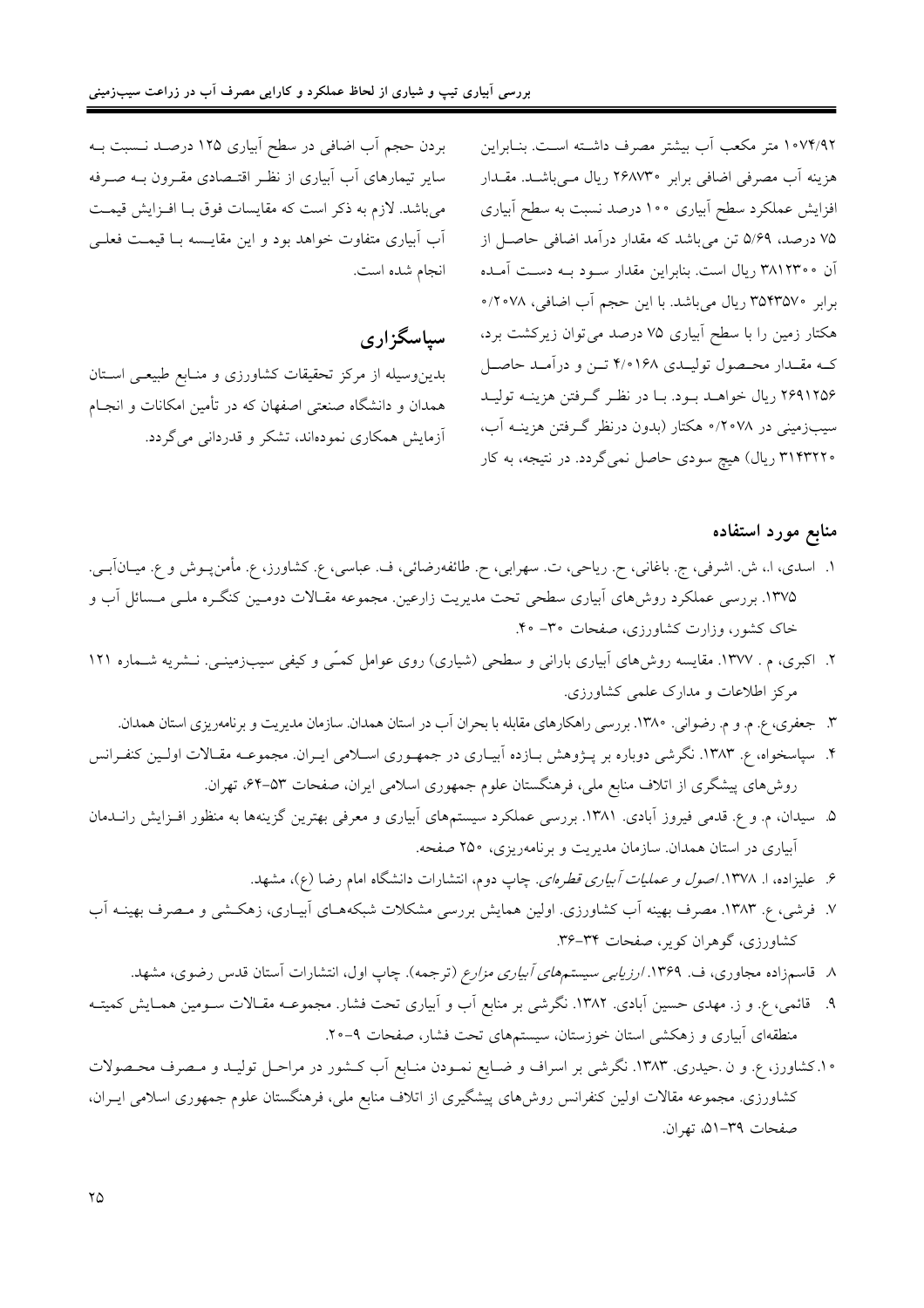۱۰۷۴/۹۲ متر مکعب آب بیشتر مصرف داشته است. بنابراین هزینه آب مصرفی اضافی برابر ۲۶۸۷۳۰ ریال می‌باشد. مقدار افزایش عملکرد سطح آبیاری ۱۰۰ درصد نسبت به سطح آبیاری ۷۵ درصد، ۵/۶۹ تن می‌باشد که مقدار درآمد اضافی حاصل از آن ۳۸۱۲۳۰۰ ریال است. بنابراین مقدار سود به دست آمده برابر ۳۵۴۳۵۷۰ ریال می‌باشد. با این حجم آب اضافی، ۰/۲۰۷۸ هکتار زمین را با سطح آبیاری ۷۵ درصد می‌توان زیرکشت برد، که مقدار محصول تولیدی ۴/۰۱۶۸ تن و درآمد حاصل ۲۶۹۱۲۵۶ ریال خواهد بود. با در نظر گرفتن هزینه تولید سیب‌زمینی در ۰/۲۰۷۸ هکتار (بدون درنظر گرفتن هزینه آب، ۳۱۴۳۲۲۰ ریال) هیچ سودی حاصل نمی‌گردد. در نتیجه، به کار بردن حجم آب اضافی در سطح آبیاری ۱۲۵ درصد نسبت به سایر تیمارهای آب آبیاری از نظر اقتصادی مقرون به صرفه می‌باشد. لازم به ذکر است که مقایسات فوق با افزایش قیمت آب آبیاری متفاوت خواهد بود و این مقایسه با قیمت فعلی انجام شده است.

## سپاسگزاری

بدین‌وسیله از مرکز تحقیقات کشاورزی و منابع طبیعی استان همدان و دانشگاه صنعتی اصفهان که در تأمین امکانات و انجام آزمایش همکاری نموده‌اند، تشکر و قدردانی می‌گردد.

## منابع مورد استفاده

۱. اسدی، ا.، ش. اشرفی، ج. باغانی، ح. ریاحی، ت. سهرابی، ح. طائفه‌رضائی، ف. عباسی، ع. کشاورز، ع. مأمن‌پوش و ع. میان‌آبی. ۱۳۷۵. بررسی عملکرد روش‌های آبیاری سطحی تحت مدیریت زارعین. مجموعه مقالات دومین کنگره ملی مسائل آب و خاک کشور، وزارت کشاورزی، صفحات ۳۰- ۴۰.

۲. اکبری، م . ۱۳۷۷. مقایسه روش‌های آبیاری بارانی و سطحی (شیاری) روی عوامل کمّی و کیفی سیب‌زمینی. نشریه شماره ۱۲۱ مرکز اطلاعات و مدارک علمی کشاورزی.

۳. جعفری، ع. م. و م. رضوانی. ۱۳۸۰. بررسی راهکارهای مقابله با بحران آب در استان همدان. سازمان مدیریت و برنامه‌ریزی استان همدان.

۴. سپاسخواه، ع. ۱۳۸۳. نگرشی دوباره بر پژوهش بازده آبیاری در جمهوری اسلامی ایران. مجموعه مقالات اولین کنفرانس روش‌های پیشگیری از اتلاف منابع ملی، فرهنگستان علوم جمهوری اسلامی ایران، صفحات ۵۳-۶۴، تهران.

۵. سیدان، م. و ع. قدمی فیروز آبادی. ۱۳۸۱. بررسی عملکرد سیستم‌های آبیاری و معرفی بهترین گزینه‌ها به منظور افزایش راندمان آبیاری در استان همدان. سازمان مدیریت و برنامه‌ریزی، ۲۵۰ صفحه.

۶. علیزاده، ا. ۱۳۷۸. *اصول و عملیات آبیاری قطره‌ای*. چاپ دوم، انتشارات دانشگاه امام رضا (ع)، مشهد.

۷. فرشی، ع. ۱۳۸۳. مصرف بهینه آب کشاورزی. اولین همایش بررسی مشکلات شبکه‌های آبیاری، زهکشی و مصرف بهینه آب کشاورزی، گوهران کویر، صفحات ۳۴-۳۶.

۸. قاسم‌زاده مجاوری، ف. ۱۳۶۹. *ارزیابی سیستم‌های آبیاری مزارع* (ترجمه). چاپ اول، انتشارات آستان قدس رضوی، مشهد.

۹. قائمی، ع. و ز. مهدی حسین آبادی. ۱۳۸۲. نگرشی بر منابع آب و آبیاری تحت فشار. مجموعه مقالات سومین همایش کمیته منطقه‌ای آبیاری و زهکشی استان خوزستان، سیستم‌های تحت فشار، صفحات ۹-۲۰.

۱۰. کشاورز، ع. و ن. حیدری. ۱۳۸۳. نگرشی بر اسراف و ضایع نمودن منابع آب کشور در مراحل تولید و مصرف محصولات کشاورزی. مجموعه مقالات اولین کنفرانس روش‌های پیشگیری از اتلاف منابع ملی، فرهنگستان علوم جمهوری اسلامی ایران، صفحات ۳۹-۵۱، تهران.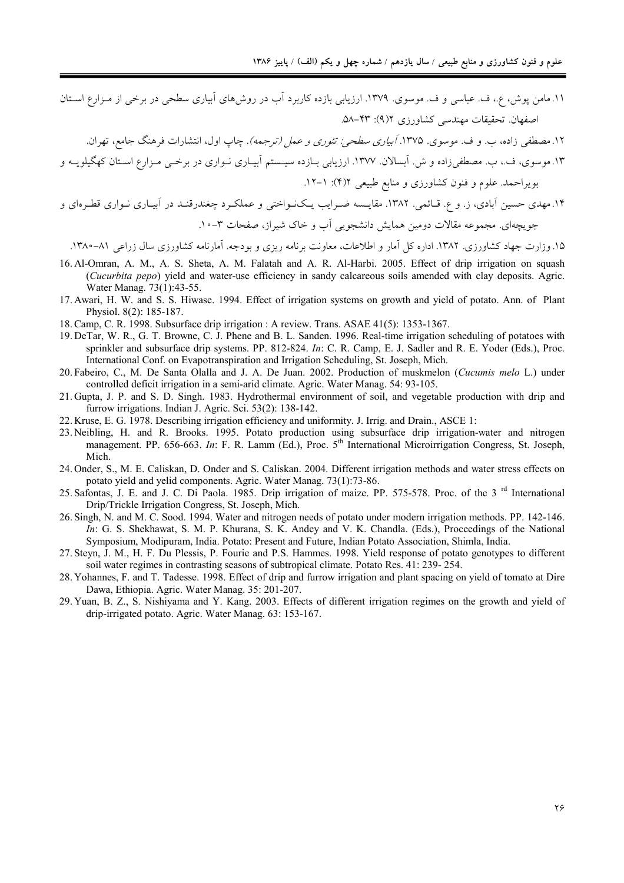۱۱. مامن پوش، ع.، ف. عباسی و ف. موسوی. ۱۳۷۹. ارزیابی بازده کاربرد آب در روش‌های آبیاری سطحی در برخی از مزارع استان اصفهان. تحقیقات مهندسی کشاورزی ۲(۹): ۴۳-۵۸.

۱۲. مصطفی زاده، ب. و ف. موسوی. ۱۳۷۵. *آبیاری سطحی: تئوری و عمل (ترجمه)*. چاپ اول، انتشارات فرهنگ جامع، تهران.

۱۳. موسوی، ف.، ب. مصطفی‌زاده و ش. آبسالان. ۱۳۷۷. ارزیابی بازده سیستم آبیاری نواری در برخی مزارع استان کهگیلویه و بویراحمد. علوم و فنون کشاورزی و منابع طبیعی ۲(۴): ۱-۱۲.

۱۴. مهدی حسین آبادی، ز. و ع. قائمی. ۱۳۸۲. مقایسه ضرایب یک‌نواختی و عملکرد چغندرقند در آبیاری نواری قطره‌ای و جویچه‌ای. مجموعه مقالات دومین همایش دانشجویی آب و خاک شیراز، صفحات ۳-۱۰.

۱۵. وزارت جهاد کشاورزی. ۱۳۸۲. اداره کل آمار و اطلاعات، معاونت برنامه ریزی و بودجه. آمارنامه کشاورزی سال زراعی ۸۱-۱۳۸۰.

16. Al-Omran, A. M., A. S. Sheta, A. M. Falatah and A. R. Al-Harbi. 2005. Effect of drip irrigation on squash (*Cucurbita pepo*) yield and water-use efficiency in sandy calcareous soils amended with clay deposits. Agric. Water Manag. 73(1):43-55.
17. Awari, H. W. and S. S. Hiwase. 1994. Effect of irrigation systems on growth and yield of potato. Ann. of Plant Physiol. 8(2): 185-187.
18. Camp, C. R. 1998. Subsurface drip irrigation : A review. Trans. ASAE 41(5): 1353-1367.
19. DeTar, W. R., G. T. Browne, C. J. Phene and B. L. Sanden. 1996. Real-time irrigation scheduling of potatoes with sprinkler and subsurface drip systems. PP. 812-824. *In*: C. R. Camp, E. J. Sadler and R. E. Yoder (Eds.), Proc. International Conf. on Evapotranspiration and Irrigation Scheduling, St. Joseph, Mich.
20. Fabeiro, C., M. De Santa Olalla and J. A. De Juan. 2002. Production of muskmelon (*Cucumis melo* L.) under controlled deficit irrigation in a semi-arid climate. Agric. Water Manag. 54: 93-105.
21. Gupta, J. P. and S. D. Singh. 1983. Hydrothermal environment of soil, and vegetable production with drip and furrow irrigations. Indian J. Agric. Sci. 53(2): 138-142.
22. Kruse, E. G. 1978. Describing irrigation efficiency and uniformity. J. Irrig. and Drain., ASCE 1:
23. Neibling, H. and R. Brooks. 1995. Potato production using subsurface drip irrigation-water and nitrogen management. PP. 656-663. *In*: F. R. Lamm (Ed.), Proc. 5th International Microirrigation Congress, St. Joseph, Mich.
24. Onder, S., M. E. Caliskan, D. Onder and S. Caliskan. 2004. Different irrigation methods and water stress effects on potato yield and yelid components. Agric. Water Manag. 73(1):73-86.
25. Safontas, J. E. and J. C. Di Paola. 1985. Drip irrigation of maize. PP. 575-578. Proc. of the 3rd International Drip/Trickle Irrigation Congress, St. Joseph, Mich.
26. Singh, N. and M. C. Sood. 1994. Water and nitrogen needs of potato under modern irrigation methods. PP. 142-146. *In*: G. S. Shekhawat, S. M. P. Khurana, S. K. Andey and V. K. Chandla. (Eds.), Proceedings of the National Symposium, Modipuram, India. Potato: Present and Future, Indian Potato Association, Shimla, India.
27. Steyn, J. M., H. F. Du Plessis, P. Fourie and P.S. Hammes. 1998. Yield response of potato genotypes to different soil water regimes in contrasting seasons of subtropical climate. Potato Res. 41: 239- 254.
28. Yohannes, F. and T. Tadesse. 1998. Effect of drip and furrow irrigation and plant spacing on yield of tomato at Dire Dawa, Ethiopia. Agric. Water Manag. 35: 201-207.
29. Yuan, B. Z., S. Nishiyama and Y. Kang. 2003. Effects of different irrigation regimes on the growth and yield of drip-irrigated potato. Agric. Water Manag. 63: 153-167.